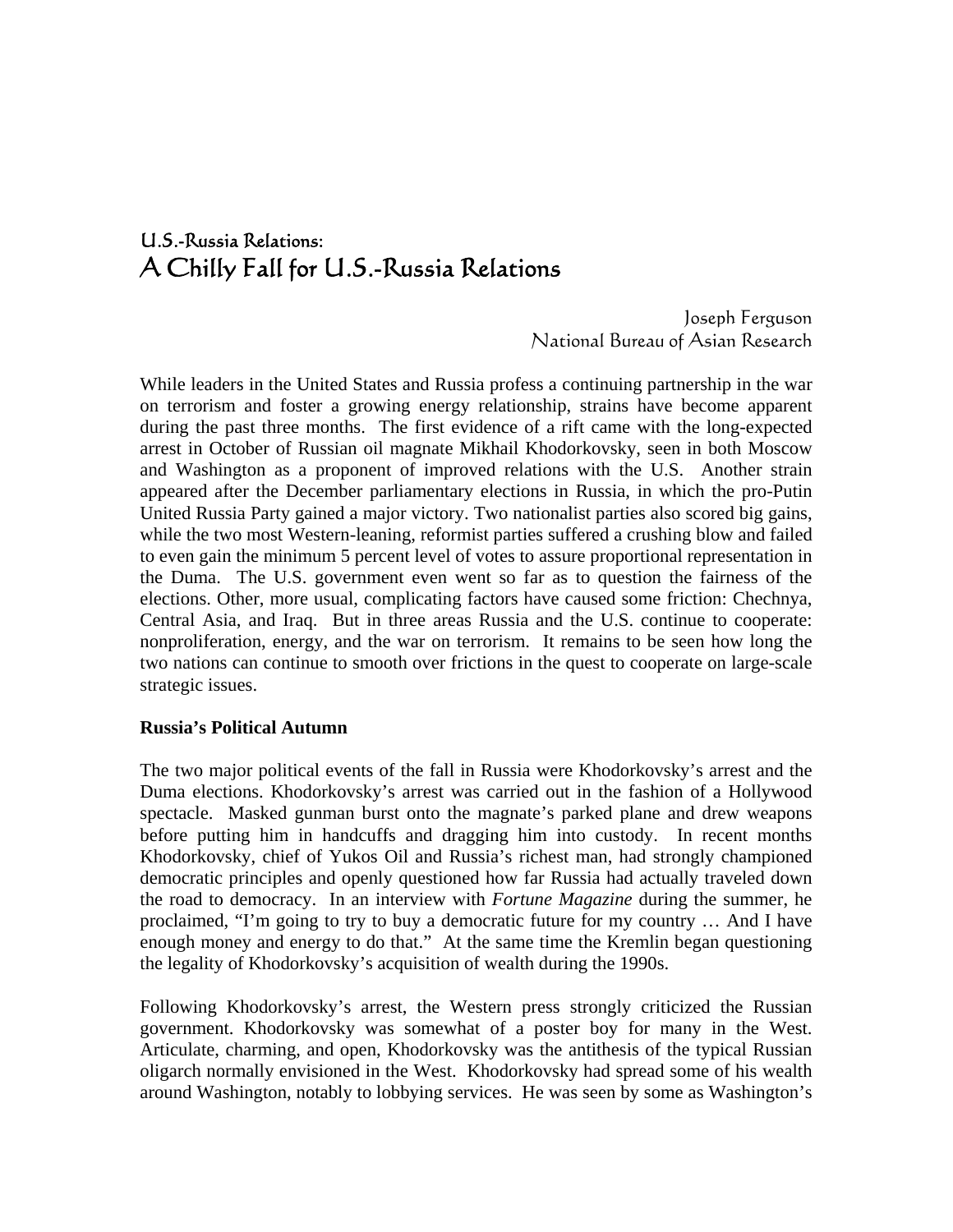## U.S.-Russia Relations:
# A Chilly Fall for U.S.-Russia Relations

Joseph Ferguson
National Bureau of Asian Research

While leaders in the United States and Russia profess a continuing partnership in the war on terrorism and foster a growing energy relationship, strains have become apparent during the past three months. The first evidence of a rift came with the long-expected arrest in October of Russian oil magnate Mikhail Khodorkovsky, seen in both Moscow and Washington as a proponent of improved relations with the U.S. Another strain appeared after the December parliamentary elections in Russia, in which the pro-Putin United Russia Party gained a major victory. Two nationalist parties also scored big gains, while the two most Western-leaning, reformist parties suffered a crushing blow and failed to even gain the minimum 5 percent level of votes to assure proportional representation in the Duma. The U.S. government even went so far as to question the fairness of the elections. Other, more usual, complicating factors have caused some friction: Chechnya, Central Asia, and Iraq. But in three areas Russia and the U.S. continue to cooperate: nonproliferation, energy, and the war on terrorism. It remains to be seen how long the two nations can continue to smooth over frictions in the quest to cooperate on large-scale strategic issues.

**Russia's Political Autumn**

The two major political events of the fall in Russia were Khodorkovsky's arrest and the Duma elections. Khodorkovsky's arrest was carried out in the fashion of a Hollywood spectacle. Masked gunman burst onto the magnate's parked plane and drew weapons before putting him in handcuffs and dragging him into custody. In recent months Khodorkovsky, chief of Yukos Oil and Russia's richest man, had strongly championed democratic principles and openly questioned how far Russia had actually traveled down the road to democracy. In an interview with *Fortune Magazine* during the summer, he proclaimed, "I'm going to try to buy a democratic future for my country … And I have enough money and energy to do that." At the same time the Kremlin began questioning the legality of Khodorkovsky's acquisition of wealth during the 1990s.

Following Khodorkovsky's arrest, the Western press strongly criticized the Russian government. Khodorkovsky was somewhat of a poster boy for many in the West. Articulate, charming, and open, Khodorkovsky was the antithesis of the typical Russian oligarch normally envisioned in the West. Khodorkovsky had spread some of his wealth around Washington, notably to lobbying services. He was seen by some as Washington's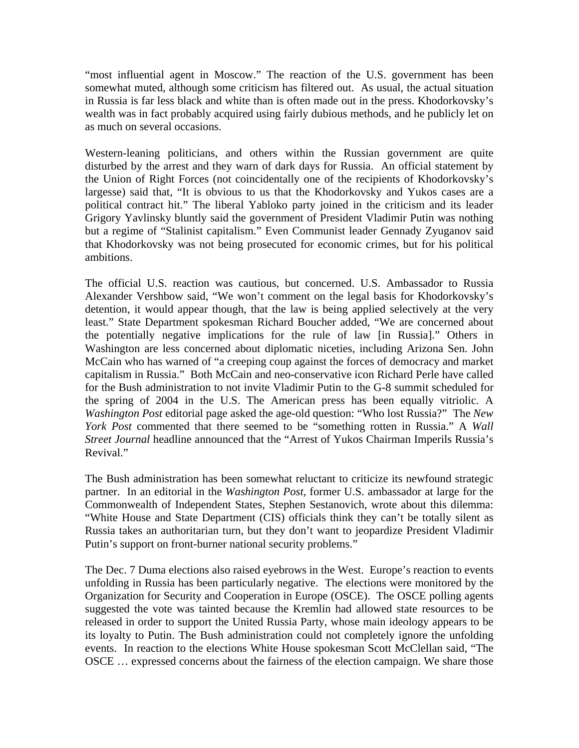"most influential agent in Moscow." The reaction of the U.S. government has been somewhat muted, although some criticism has filtered out. As usual, the actual situation in Russia is far less black and white than is often made out in the press. Khodorkovsky's wealth was in fact probably acquired using fairly dubious methods, and he publicly let on as much on several occasions.

Western-leaning politicians, and others within the Russian government are quite disturbed by the arrest and they warn of dark days for Russia. An official statement by the Union of Right Forces (not coincidentally one of the recipients of Khodorkovsky's largesse) said that, "It is obvious to us that the Khodorkovsky and Yukos cases are a political contract hit." The liberal Yabloko party joined in the criticism and its leader Grigory Yavlinsky bluntly said the government of President Vladimir Putin was nothing but a regime of "Stalinist capitalism." Even Communist leader Gennady Zyuganov said that Khodorkovsky was not being prosecuted for economic crimes, but for his political ambitions.

The official U.S. reaction was cautious, but concerned. U.S. Ambassador to Russia Alexander Vershbow said, "We won't comment on the legal basis for Khodorkovsky's detention, it would appear though, that the law is being applied selectively at the very least." State Department spokesman Richard Boucher added, "We are concerned about the potentially negative implications for the rule of law [in Russia]." Others in Washington are less concerned about diplomatic niceties, including Arizona Sen. John McCain who has warned of "a creeping coup against the forces of democracy and market capitalism in Russia." Both McCain and neo-conservative icon Richard Perle have called for the Bush administration to not invite Vladimir Putin to the G-8 summit scheduled for the spring of 2004 in the U.S. The American press has been equally vitriolic. A *Washington Post* editorial page asked the age-old question: "Who lost Russia?" The *New York Post* commented that there seemed to be "something rotten in Russia." A *Wall Street Journal* headline announced that the "Arrest of Yukos Chairman Imperils Russia's Revival."

The Bush administration has been somewhat reluctant to criticize its newfound strategic partner. In an editorial in the *Washington Post*, former U.S. ambassador at large for the Commonwealth of Independent States, Stephen Sestanovich, wrote about this dilemma: "White House and State Department (CIS) officials think they can't be totally silent as Russia takes an authoritarian turn, but they don't want to jeopardize President Vladimir Putin's support on front-burner national security problems."

The Dec. 7 Duma elections also raised eyebrows in the West. Europe's reaction to events unfolding in Russia has been particularly negative. The elections were monitored by the Organization for Security and Cooperation in Europe (OSCE). The OSCE polling agents suggested the vote was tainted because the Kremlin had allowed state resources to be released in order to support the United Russia Party, whose main ideology appears to be its loyalty to Putin. The Bush administration could not completely ignore the unfolding events. In reaction to the elections White House spokesman Scott McClellan said, "The OSCE … expressed concerns about the fairness of the election campaign. We share those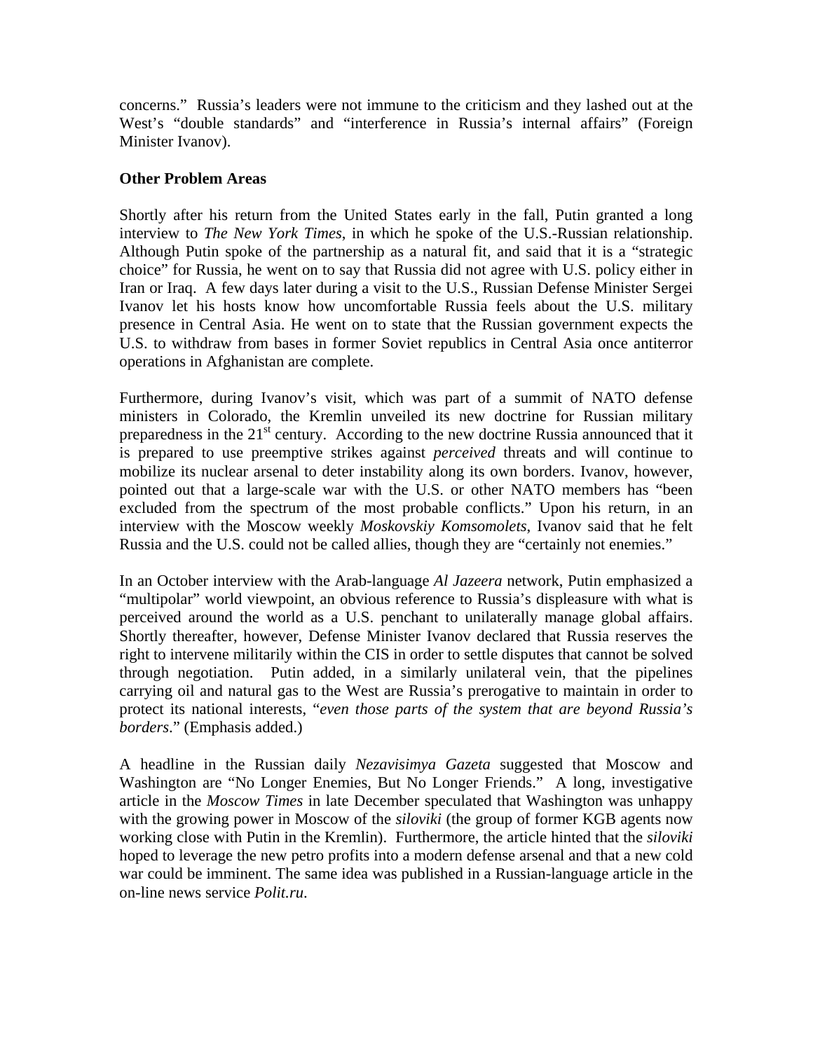concerns." Russia's leaders were not immune to the criticism and they lashed out at the West's "double standards" and "interference in Russia's internal affairs" (Foreign Minister Ivanov).

**Other Problem Areas**

Shortly after his return from the United States early in the fall, Putin granted a long interview to *The New York Times*, in which he spoke of the U.S.-Russian relationship. Although Putin spoke of the partnership as a natural fit, and said that it is a "strategic choice" for Russia, he went on to say that Russia did not agree with U.S. policy either in Iran or Iraq. A few days later during a visit to the U.S., Russian Defense Minister Sergei Ivanov let his hosts know how uncomfortable Russia feels about the U.S. military presence in Central Asia. He went on to state that the Russian government expects the U.S. to withdraw from bases in former Soviet republics in Central Asia once antiterror operations in Afghanistan are complete.

Furthermore, during Ivanov's visit, which was part of a summit of NATO defense ministers in Colorado, the Kremlin unveiled its new doctrine for Russian military preparedness in the 21st century. According to the new doctrine Russia announced that it is prepared to use preemptive strikes against *perceived* threats and will continue to mobilize its nuclear arsenal to deter instability along its own borders. Ivanov, however, pointed out that a large-scale war with the U.S. or other NATO members has "been excluded from the spectrum of the most probable conflicts." Upon his return, in an interview with the Moscow weekly *Moskovskiy Komsomolets*, Ivanov said that he felt Russia and the U.S. could not be called allies, though they are "certainly not enemies."

In an October interview with the Arab-language *Al Jazeera* network, Putin emphasized a "multipolar" world viewpoint, an obvious reference to Russia's displeasure with what is perceived around the world as a U.S. penchant to unilaterally manage global affairs. Shortly thereafter, however, Defense Minister Ivanov declared that Russia reserves the right to intervene militarily within the CIS in order to settle disputes that cannot be solved through negotiation. Putin added, in a similarly unilateral vein, that the pipelines carrying oil and natural gas to the West are Russia's prerogative to maintain in order to protect its national interests, "*even those parts of the system that are beyond Russia's borders*." (Emphasis added.)

A headline in the Russian daily *Nezavisimya Gazeta* suggested that Moscow and Washington are "No Longer Enemies, But No Longer Friends." A long, investigative article in the *Moscow Times* in late December speculated that Washington was unhappy with the growing power in Moscow of the *siloviki* (the group of former KGB agents now working close with Putin in the Kremlin). Furthermore, the article hinted that the *siloviki* hoped to leverage the new petro profits into a modern defense arsenal and that a new cold war could be imminent. The same idea was published in a Russian-language article in the on-line news service *Polit.ru*.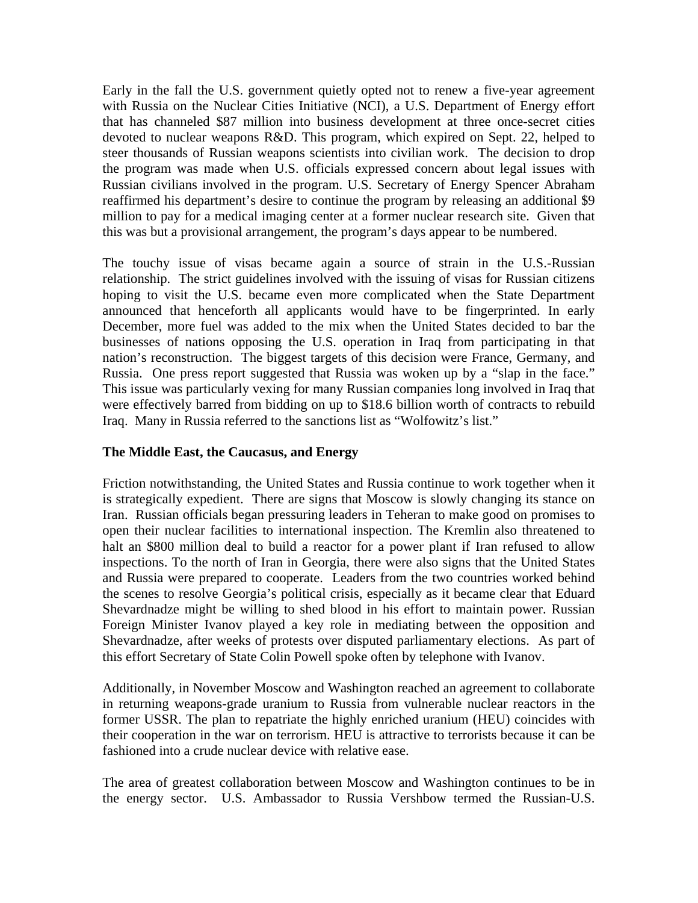Early in the fall the U.S. government quietly opted not to renew a five-year agreement with Russia on the Nuclear Cities Initiative (NCI), a U.S. Department of Energy effort that has channeled $87 million into business development at three once-secret cities devoted to nuclear weapons R&D. This program, which expired on Sept. 22, helped to steer thousands of Russian weapons scientists into civilian work. The decision to drop the program was made when U.S. officials expressed concern about legal issues with Russian civilians involved in the program. U.S. Secretary of Energy Spencer Abraham reaffirmed his department's desire to continue the program by releasing an additional $9 million to pay for a medical imaging center at a former nuclear research site. Given that this was but a provisional arrangement, the program's days appear to be numbered.

The touchy issue of visas became again a source of strain in the U.S.-Russian relationship. The strict guidelines involved with the issuing of visas for Russian citizens hoping to visit the U.S. became even more complicated when the State Department announced that henceforth all applicants would have to be fingerprinted. In early December, more fuel was added to the mix when the United States decided to bar the businesses of nations opposing the U.S. operation in Iraq from participating in that nation's reconstruction. The biggest targets of this decision were France, Germany, and Russia. One press report suggested that Russia was woken up by a "slap in the face." This issue was particularly vexing for many Russian companies long involved in Iraq that were effectively barred from bidding on up to $18.6 billion worth of contracts to rebuild Iraq. Many in Russia referred to the sanctions list as "Wolfowitz's list."

**The Middle East, the Caucasus, and Energy**

Friction notwithstanding, the United States and Russia continue to work together when it is strategically expedient. There are signs that Moscow is slowly changing its stance on Iran. Russian officials began pressuring leaders in Teheran to make good on promises to open their nuclear facilities to international inspection. The Kremlin also threatened to halt an $800 million deal to build a reactor for a power plant if Iran refused to allow inspections. To the north of Iran in Georgia, there were also signs that the United States and Russia were prepared to cooperate. Leaders from the two countries worked behind the scenes to resolve Georgia's political crisis, especially as it became clear that Eduard Shevardnadze might be willing to shed blood in his effort to maintain power. Russian Foreign Minister Ivanov played a key role in mediating between the opposition and Shevardnadze, after weeks of protests over disputed parliamentary elections. As part of this effort Secretary of State Colin Powell spoke often by telephone with Ivanov.

Additionally, in November Moscow and Washington reached an agreement to collaborate in returning weapons-grade uranium to Russia from vulnerable nuclear reactors in the former USSR. The plan to repatriate the highly enriched uranium (HEU) coincides with their cooperation in the war on terrorism. HEU is attractive to terrorists because it can be fashioned into a crude nuclear device with relative ease.

The area of greatest collaboration between Moscow and Washington continues to be in the energy sector. U.S. Ambassador to Russia Vershbow termed the Russian-U.S.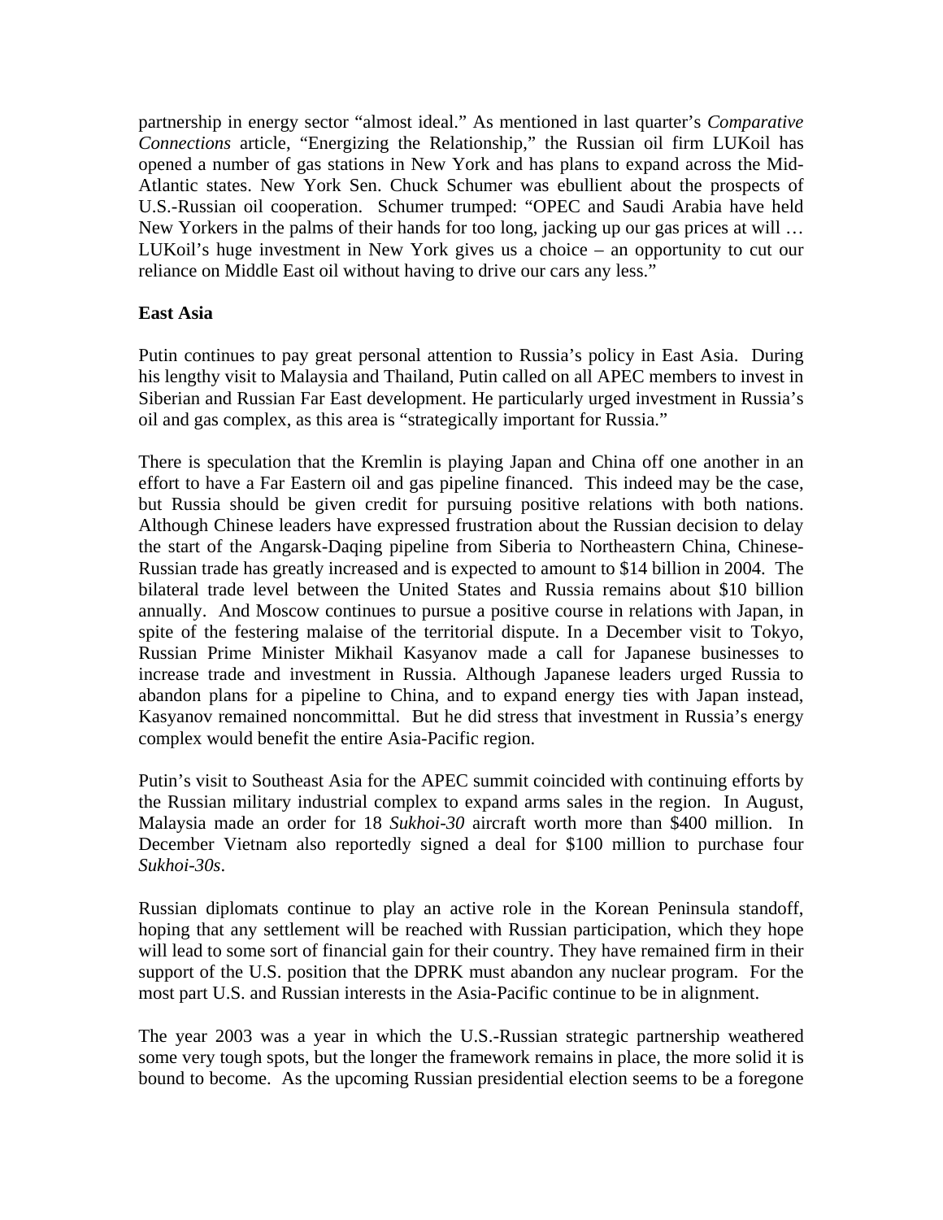partnership in energy sector "almost ideal." As mentioned in last quarter's *Comparative Connections* article, "Energizing the Relationship," the Russian oil firm LUKoil has opened a number of gas stations in New York and has plans to expand across the Mid-Atlantic states. New York Sen. Chuck Schumer was ebullient about the prospects of U.S.-Russian oil cooperation. Schumer trumped: "OPEC and Saudi Arabia have held New Yorkers in the palms of their hands for too long, jacking up our gas prices at will … LUKoil's huge investment in New York gives us a choice – an opportunity to cut our reliance on Middle East oil without having to drive our cars any less."

**East Asia**

Putin continues to pay great personal attention to Russia's policy in East Asia. During his lengthy visit to Malaysia and Thailand, Putin called on all APEC members to invest in Siberian and Russian Far East development. He particularly urged investment in Russia's oil and gas complex, as this area is "strategically important for Russia."

There is speculation that the Kremlin is playing Japan and China off one another in an effort to have a Far Eastern oil and gas pipeline financed. This indeed may be the case, but Russia should be given credit for pursuing positive relations with both nations. Although Chinese leaders have expressed frustration about the Russian decision to delay the start of the Angarsk-Daqing pipeline from Siberia to Northeastern China, Chinese-Russian trade has greatly increased and is expected to amount to $14 billion in 2004. The bilateral trade level between the United States and Russia remains about $10 billion annually. And Moscow continues to pursue a positive course in relations with Japan, in spite of the festering malaise of the territorial dispute. In a December visit to Tokyo, Russian Prime Minister Mikhail Kasyanov made a call for Japanese businesses to increase trade and investment in Russia. Although Japanese leaders urged Russia to abandon plans for a pipeline to China, and to expand energy ties with Japan instead, Kasyanov remained noncommittal. But he did stress that investment in Russia's energy complex would benefit the entire Asia-Pacific region.

Putin's visit to Southeast Asia for the APEC summit coincided with continuing efforts by the Russian military industrial complex to expand arms sales in the region. In August, Malaysia made an order for 18 *Sukhoi-30* aircraft worth more than $400 million. In December Vietnam also reportedly signed a deal for $100 million to purchase four *Sukhoi-30s*.

Russian diplomats continue to play an active role in the Korean Peninsula standoff, hoping that any settlement will be reached with Russian participation, which they hope will lead to some sort of financial gain for their country. They have remained firm in their support of the U.S. position that the DPRK must abandon any nuclear program. For the most part U.S. and Russian interests in the Asia-Pacific continue to be in alignment.

The year 2003 was a year in which the U.S.-Russian strategic partnership weathered some very tough spots, but the longer the framework remains in place, the more solid it is bound to become. As the upcoming Russian presidential election seems to be a foregone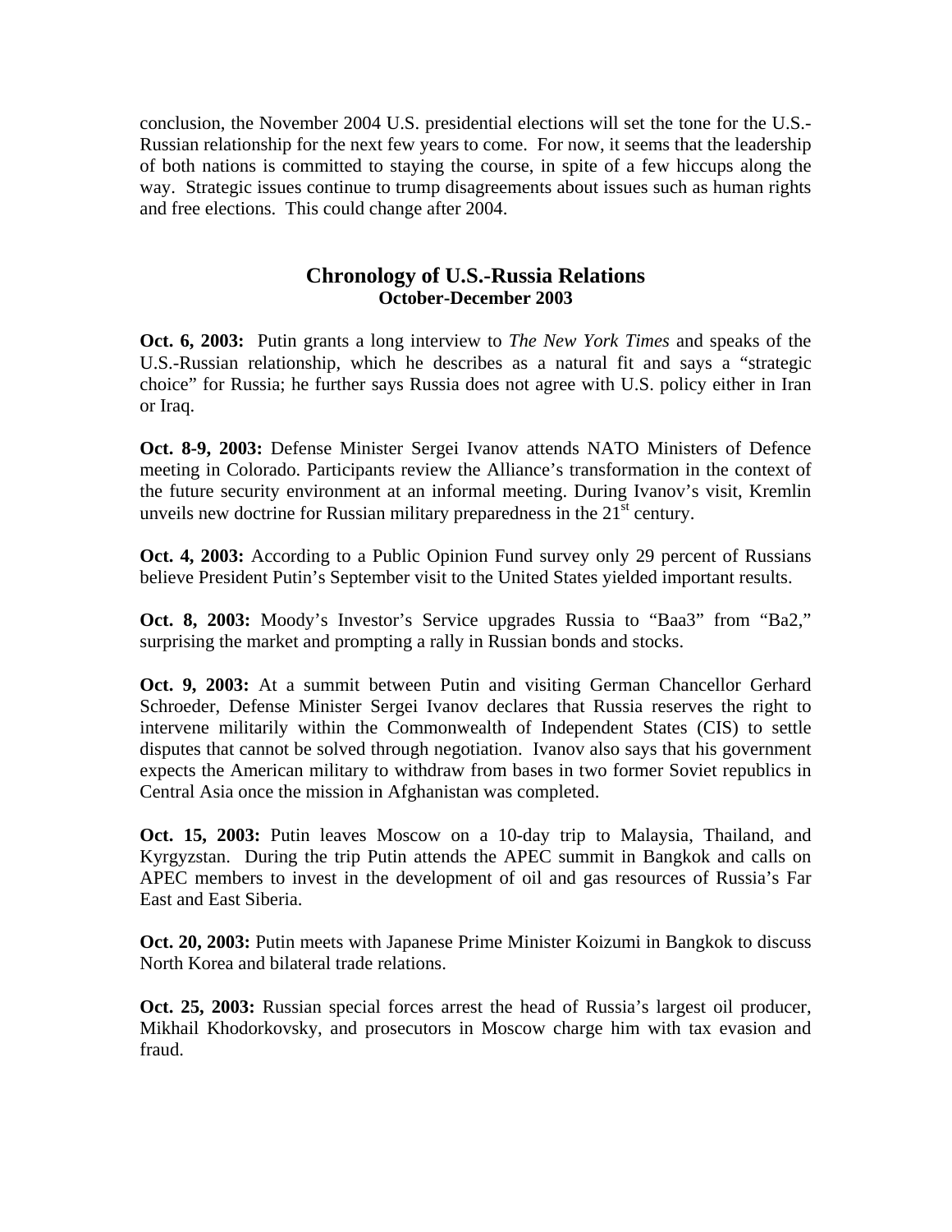conclusion, the November 2004 U.S. presidential elections will set the tone for the U.S.-Russian relationship for the next few years to come. For now, it seems that the leadership of both nations is committed to staying the course, in spite of a few hiccups along the way. Strategic issues continue to trump disagreements about issues such as human rights and free elections. This could change after 2004.

## Chronology of U.S.-Russia Relations
### October-December 2003

**Oct. 6, 2003:** Putin grants a long interview to *The New York Times* and speaks of the U.S.-Russian relationship, which he describes as a natural fit and says a "strategic choice" for Russia; he further says Russia does not agree with U.S. policy either in Iran or Iraq.

**Oct. 8-9, 2003:** Defense Minister Sergei Ivanov attends NATO Ministers of Defence meeting in Colorado. Participants review the Alliance's transformation in the context of the future security environment at an informal meeting. During Ivanov's visit, Kremlin unveils new doctrine for Russian military preparedness in the 21st century.

**Oct. 4, 2003:** According to a Public Opinion Fund survey only 29 percent of Russians believe President Putin's September visit to the United States yielded important results.

**Oct. 8, 2003:** Moody's Investor's Service upgrades Russia to "Baa3" from "Ba2," surprising the market and prompting a rally in Russian bonds and stocks.

**Oct. 9, 2003:** At a summit between Putin and visiting German Chancellor Gerhard Schroeder, Defense Minister Sergei Ivanov declares that Russia reserves the right to intervene militarily within the Commonwealth of Independent States (CIS) to settle disputes that cannot be solved through negotiation. Ivanov also says that his government expects the American military to withdraw from bases in two former Soviet republics in Central Asia once the mission in Afghanistan was completed.

**Oct. 15, 2003:** Putin leaves Moscow on a 10-day trip to Malaysia, Thailand, and Kyrgyzstan. During the trip Putin attends the APEC summit in Bangkok and calls on APEC members to invest in the development of oil and gas resources of Russia's Far East and East Siberia.

**Oct. 20, 2003:** Putin meets with Japanese Prime Minister Koizumi in Bangkok to discuss North Korea and bilateral trade relations.

**Oct. 25, 2003:** Russian special forces arrest the head of Russia's largest oil producer, Mikhail Khodorkovsky, and prosecutors in Moscow charge him with tax evasion and fraud.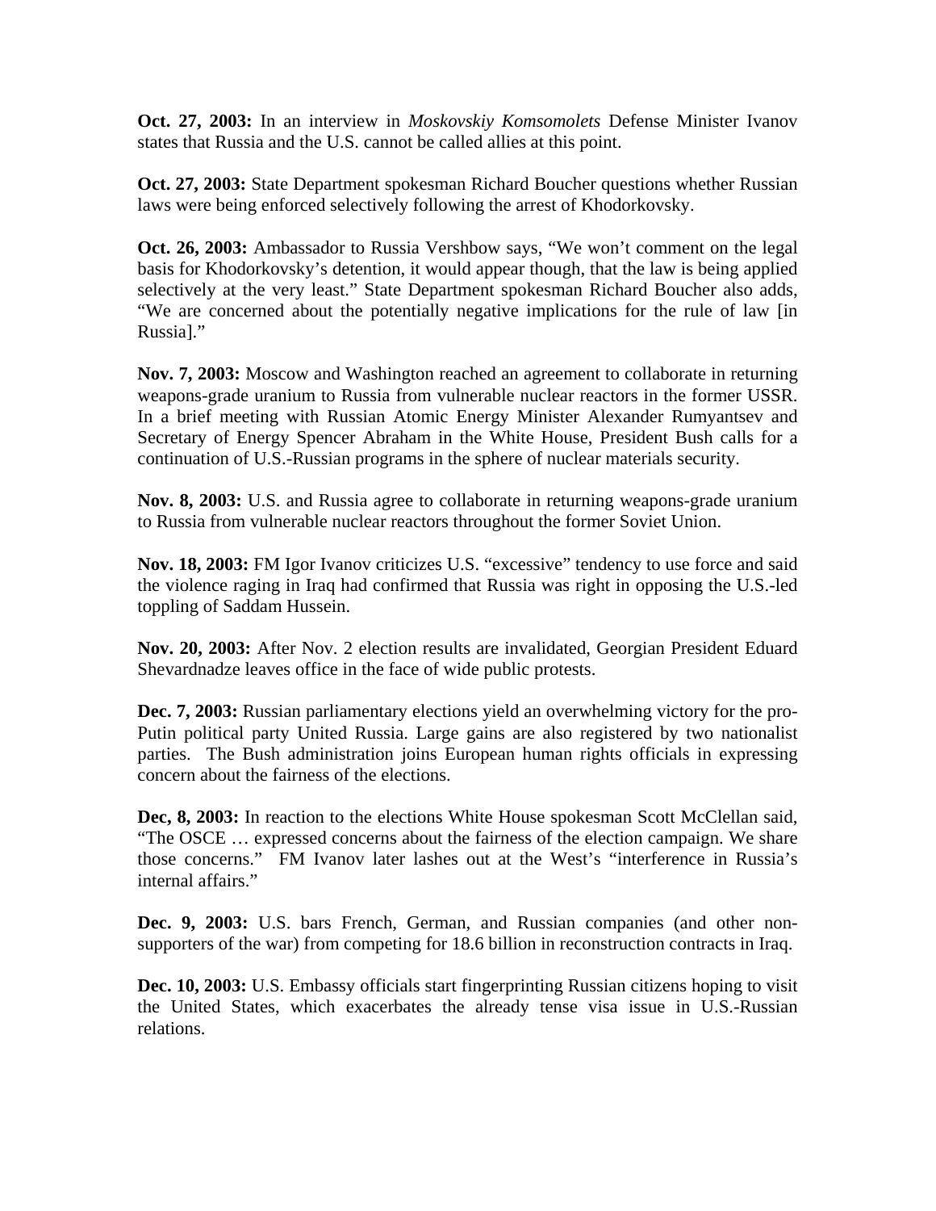**Oct. 27, 2003:** In an interview in *Moskovskiy Komsomolets* Defense Minister Ivanov states that Russia and the U.S. cannot be called allies at this point.

**Oct. 27, 2003:** State Department spokesman Richard Boucher questions whether Russian laws were being enforced selectively following the arrest of Khodorkovsky.

**Oct. 26, 2003:** Ambassador to Russia Vershbow says, "We won't comment on the legal basis for Khodorkovsky's detention, it would appear though, that the law is being applied selectively at the very least." State Department spokesman Richard Boucher also adds, "We are concerned about the potentially negative implications for the rule of law [in Russia]."

**Nov. 7, 2003:** Moscow and Washington reached an agreement to collaborate in returning weapons-grade uranium to Russia from vulnerable nuclear reactors in the former USSR. In a brief meeting with Russian Atomic Energy Minister Alexander Rumyantsev and Secretary of Energy Spencer Abraham in the White House, President Bush calls for a continuation of U.S.-Russian programs in the sphere of nuclear materials security.

**Nov. 8, 2003:** U.S. and Russia agree to collaborate in returning weapons-grade uranium to Russia from vulnerable nuclear reactors throughout the former Soviet Union.

**Nov. 18, 2003:** FM Igor Ivanov criticizes U.S. "excessive" tendency to use force and said the violence raging in Iraq had confirmed that Russia was right in opposing the U.S.-led toppling of Saddam Hussein.

**Nov. 20, 2003:** After Nov. 2 election results are invalidated, Georgian President Eduard Shevardnadze leaves office in the face of wide public protests.

**Dec. 7, 2003:** Russian parliamentary elections yield an overwhelming victory for the pro-Putin political party United Russia. Large gains are also registered by two nationalist parties. The Bush administration joins European human rights officials in expressing concern about the fairness of the elections.

**Dec, 8, 2003:** In reaction to the elections White House spokesman Scott McClellan said, "The OSCE … expressed concerns about the fairness of the election campaign. We share those concerns." FM Ivanov later lashes out at the West's "interference in Russia's internal affairs."

**Dec. 9, 2003:** U.S. bars French, German, and Russian companies (and other non-supporters of the war) from competing for 18.6 billion in reconstruction contracts in Iraq.

**Dec. 10, 2003:** U.S. Embassy officials start fingerprinting Russian citizens hoping to visit the United States, which exacerbates the already tense visa issue in U.S.-Russian relations.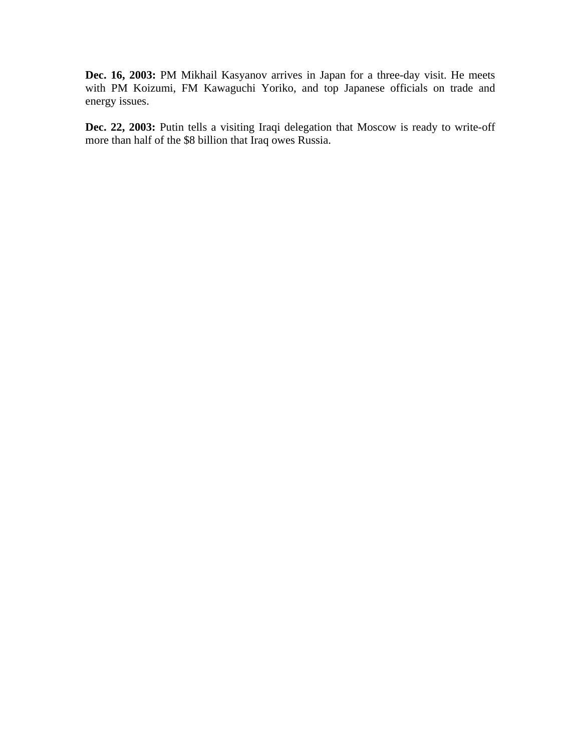**Dec. 16, 2003:** PM Mikhail Kasyanov arrives in Japan for a three-day visit. He meets with PM Koizumi, FM Kawaguchi Yoriko, and top Japanese officials on trade and energy issues.

**Dec. 22, 2003:** Putin tells a visiting Iraqi delegation that Moscow is ready to write-off more than half of the $8 billion that Iraq owes Russia.